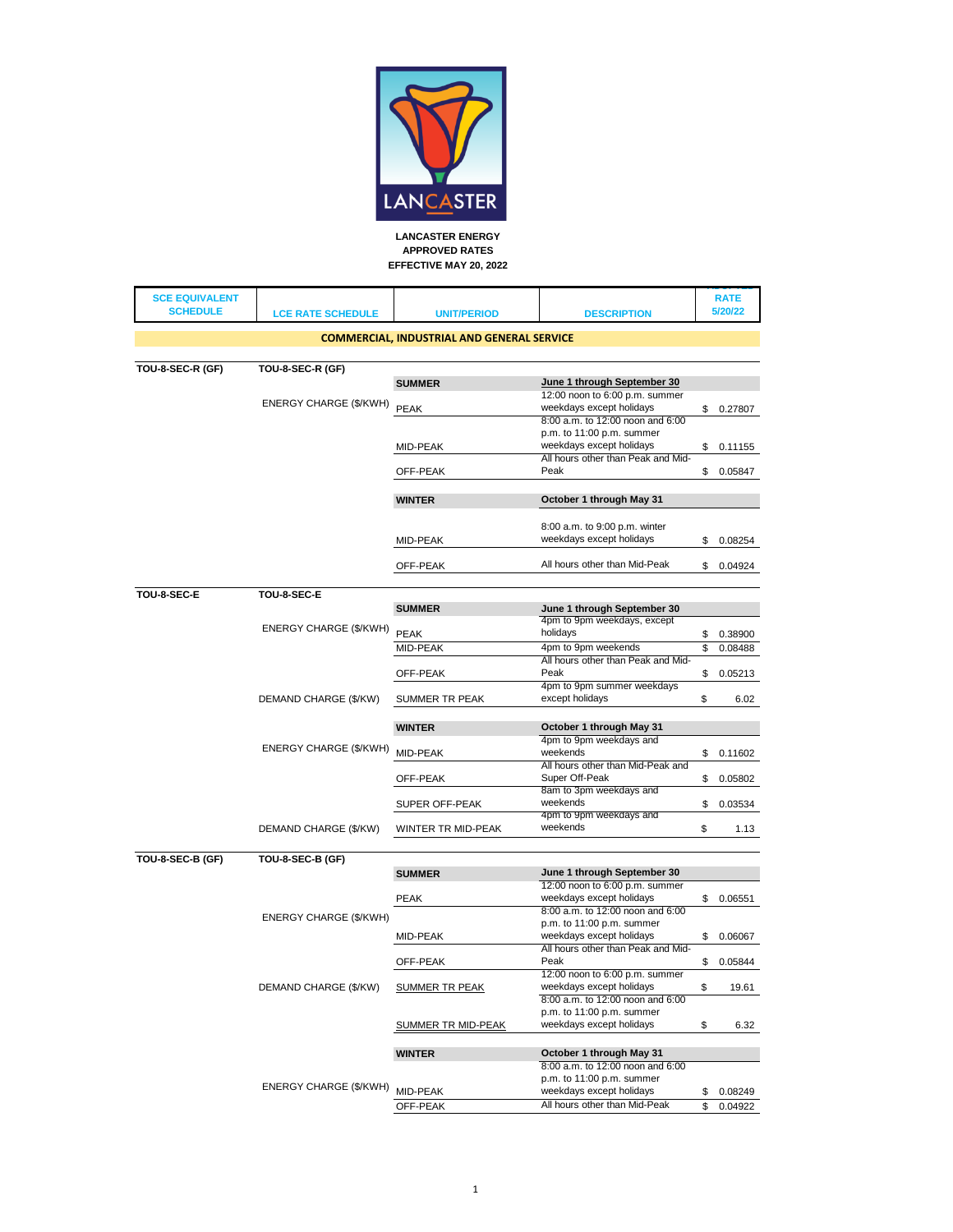**LANCASTER ENERGY**
**APPROVED RATES**
**EFFECTIVE MAY 20, 2022**

| SCE EQUIVALENT SCHEDULE | LCE RATE SCHEDULE | UNIT/PERIOD | DESCRIPTION | RATE 5/20/22 |
|---|---|---|---|---|
| **COMMERCIAL, INDUSTRIAL AND GENERAL SERVICE** | | | | |
| **TOU-8-SEC-R (GF)** | **TOU-8-SEC-R (GF)** | | | |
| | | **SUMMER** | **June 1 through September 30** | |
| | ENERGY CHARGE ($/KWH) | PEAK | 12:00 noon to 6:00 p.m. summer weekdays except holidays | $ 0.27807 |
| | | MID-PEAK | 8:00 a.m. to 12:00 noon and 6:00 p.m. to 11:00 p.m. summer weekdays except holidays | $ 0.11155 |
| | | OFF-PEAK | All hours other than Peak and Mid-Peak | $ 0.05847 |
| | | **WINTER** | **October 1 through May 31** | |
| | | MID-PEAK | 8:00 a.m. to 9:00 p.m. winter weekdays except holidays | $ 0.08254 |
| | | OFF-PEAK | All hours other than Mid-Peak | $ 0.04924 |
| **TOU-8-SEC-E** | **TOU-8-SEC-E** | | | |
| | | **SUMMER** | **June 1 through September 30** | |
| | ENERGY CHARGE ($/KWH) | PEAK | 4pm to 9pm weekdays, except holidays | $ 0.38900 |
| | | MID-PEAK | 4pm to 9pm weekends | $ 0.08488 |
| | | OFF-PEAK | All hours other than Peak and Mid-Peak | $ 0.05213 |
| | DEMAND CHARGE ($/KW) | SUMMER TR PEAK | 4pm to 9pm summer weekdays except holidays | $ 6.02 |
| | | **WINTER** | **October 1 through May 31** | |
| | ENERGY CHARGE ($/KWH) | MID-PEAK | 4pm to 9pm weekdays and weekends | $ 0.11602 |
| | | OFF-PEAK | All hours other than Mid-Peak and Super Off-Peak | $ 0.05802 |
| | | SUPER OFF-PEAK | 8am to 3pm weekdays and weekends | $ 0.03534 |
| | DEMAND CHARGE ($/KW) | WINTER TR MID-PEAK | 4pm to 9pm weekdays and weekends | $ 1.13 |
| **TOU-8-SEC-B (GF)** | **TOU-8-SEC-B (GF)** | | | |
| | | **SUMMER** | **June 1 through September 30** | |
| | ENERGY CHARGE ($/KWH) | PEAK | 12:00 noon to 6:00 p.m. summer weekdays except holidays | $ 0.06551 |
| | | MID-PEAK | 8:00 a.m. to 12:00 noon and 6:00 p.m. to 11:00 p.m. summer weekdays except holidays | $ 0.06067 |
| | | OFF-PEAK | All hours other than Peak and Mid-Peak | $ 0.05844 |
| | DEMAND CHARGE ($/KW) | SUMMER TR PEAK | 12:00 noon to 6:00 p.m. summer weekdays except holidays | $ 19.61 |
| | | SUMMER TR MID-PEAK | 8:00 a.m. to 12:00 noon and 6:00 p.m. to 11:00 p.m. summer weekdays except holidays | $ 6.32 |
| | | **WINTER** | **October 1 through May 31** | |
| | ENERGY CHARGE ($/KWH) | MID-PEAK | 8:00 a.m. to 12:00 noon and 6:00 p.m. to 11:00 p.m. summer weekdays except holidays | $ 0.08249 |
| | | OFF-PEAK | All hours other than Mid-Peak | $ 0.04922 |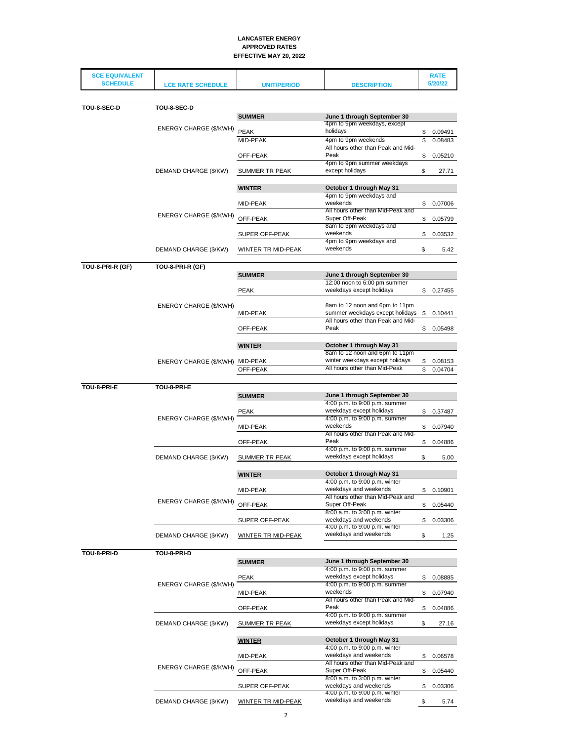**LANCASTER ENERGY**
**APPROVED RATES**
**EFFECTIVE MAY 20, 2022**

| SCE EQUIVALENT SCHEDULE | LCE RATE SCHEDULE | UNIT/PERIOD | DESCRIPTION | RATE 5/20/22 |
|---|---|---|---|---|
| **TOU-8-SEC-D** | **TOU-8-SEC-D** | | | |
| | | **SUMMER** | **June 1 through September 30** | |
| | ENERGY CHARGE ($/KWH) | PEAK | 4pm to 9pm weekdays, except holidays | $ 0.09491 |
| | | MID-PEAK | 4pm to 9pm weekends | $ 0.08483 |
| | | OFF-PEAK | All hours other than Peak and Mid-Peak | $ 0.05210 |
| | DEMAND CHARGE ($/KW) | SUMMER TR PEAK | 4pm to 9pm summer weekdays except holidays | $ 27.71 |
| | | **WINTER** | **October 1 through May 31** | |
| | ENERGY CHARGE ($/KWH) | MID-PEAK | 4pm to 9pm weekdays and weekends | $ 0.07006 |
| | | OFF-PEAK | All hours other than Mid-Peak and Super Off-Peak | $ 0.05799 |
| | | SUPER OFF-PEAK | 8am to 3pm weekdays and weekends | $ 0.03532 |
| | DEMAND CHARGE ($/KW) | WINTER TR MID-PEAK | 4pm to 9pm weekdays and weekends | $ 5.42 |
| **TOU-8-PRI-R (GF)** | **TOU-8-PRI-R (GF)** | | | |
| | | **SUMMER** | **June 1 through September 30** | |
| | ENERGY CHARGE ($/KWH) | PEAK | 12:00 noon to 6:00 pm summer weekdays except holidays | $ 0.27455 |
| | | MID-PEAK | 8am to 12 noon and 6pm to 11pm summer weekdays except holidays | $ 0.10441 |
| | | OFF-PEAK | All hours other than Peak and Mid-Peak | $ 0.05498 |
| | | **WINTER** | **October 1 through May 31** | |
| | ENERGY CHARGE ($/KWH) | MID-PEAK | 8am to 12 noon and 6pm to 11pm winter weekdays except holidays | $ 0.08153 |
| | | OFF-PEAK | All hours other than Mid-Peak | $ 0.04704 |
| **TOU-8-PRI-E** | **TOU-8-PRI-E** | | | |
| | | **SUMMER** | **June 1 through September 30** | |
| | ENERGY CHARGE ($/KWH) | PEAK | 4:00 p.m. to 9:00 p.m. summer weekdays except holidays | $ 0.37487 |
| | | MID-PEAK | 4:00 p.m. to 9:00 p.m. summer weekends | $ 0.07940 |
| | | OFF-PEAK | All hours other than Peak and Mid-Peak | $ 0.04886 |
| | DEMAND CHARGE ($/KW) | SUMMER TR PEAK | 4:00 p.m. to 9:00 p.m. summer weekdays except holidays | $ 5.00 |
| | | **WINTER** | **October 1 through May 31** | |
| | ENERGY CHARGE ($/KWH) | MID-PEAK | 4:00 p.m. to 9:00 p.m. winter weekdays and weekends | $ 0.10901 |
| | | OFF-PEAK | All hours other than Mid-Peak and Super Off-Peak | $ 0.05440 |
| | | SUPER OFF-PEAK | 8:00 a.m. to 3:00 p.m. winter weekdays and weekends | $ 0.03306 |
| | DEMAND CHARGE ($/KW) | WINTER TR MID-PEAK | 4:00 p.m. to 9:00 p.m. winter weekdays and weekends | $ 1.25 |
| **TOU-8-PRI-D** | **TOU-8-PRI-D** | | | |
| | | **SUMMER** | **June 1 through September 30** | |
| | ENERGY CHARGE ($/KWH) | PEAK | 4:00 p.m. to 9:00 p.m. summer weekdays except holidays | $ 0.08885 |
| | | MID-PEAK | 4:00 p.m. to 9:00 p.m. summer weekends | $ 0.07940 |
| | | OFF-PEAK | All hours other than Peak and Mid-Peak | $ 0.04886 |
| | DEMAND CHARGE ($/KW) | SUMMER TR PEAK | 4:00 p.m. to 9:00 p.m. summer weekdays except holidays | $ 27.16 |
| | | **WINTER** | **October 1 through May 31** | |
| | ENERGY CHARGE ($/KWH) | MID-PEAK | 4:00 p.m. to 9:00 p.m. winter weekdays and weekends | $ 0.06578 |
| | | OFF-PEAK | All hours other than Mid-Peak and Super Off-Peak | $ 0.05440 |
| | | SUPER OFF-PEAK | 8:00 a.m. to 3:00 p.m. winter weekdays and weekends | $ 0.03306 |
| | DEMAND CHARGE ($/KW) | WINTER TR MID-PEAK | 4:00 p.m. to 9:00 p.m. winter weekdays and weekends | $ 5.74 |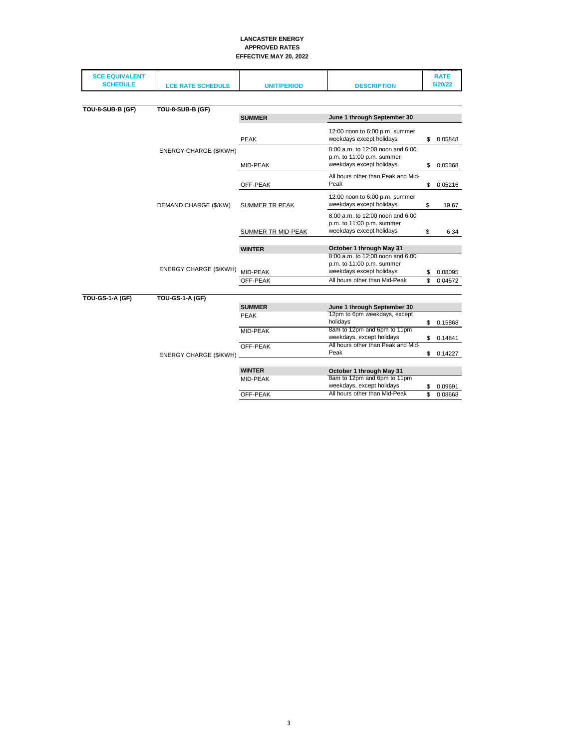**LANCASTER ENERGY**
**APPROVED RATES**
**EFFECTIVE MAY 20, 2022**

| SCE EQUIVALENT SCHEDULE | LCE RATE SCHEDULE | UNIT/PERIOD | DESCRIPTION | RATE 5/20/22 |
|---|---|---|---|---|
| **TOU-8-SUB-B (GF)** | **TOU-8-SUB-B (GF)** | | | |
| | | **SUMMER** | **June 1 through September 30** | |
| | ENERGY CHARGE ($/KWH) | PEAK | 12:00 noon to 6:00 p.m. summer weekdays except holidays | $ 0.05848 |
| | | MID-PEAK | 8:00 a.m. to 12:00 noon and 6:00 p.m. to 11:00 p.m. summer weekdays except holidays | $ 0.05368 |
| | | OFF-PEAK | All hours other than Peak and Mid-Peak | $ 0.05216 |
| | DEMAND CHARGE ($/KW) | SUMMER TR PEAK | 12:00 noon to 6:00 p.m. summer weekdays except holidays | $ 19.67 |
| | | SUMMER TR MID-PEAK | 8:00 a.m. to 12:00 noon and 6:00 p.m. to 11:00 p.m. summer weekdays except holidays | $ 6.34 |
| | | **WINTER** | **October 1 through May 31** | |
| | ENERGY CHARGE ($/KWH) | MID-PEAK | 8:00 a.m. to 12:00 noon and 6:00 p.m. to 11:00 p.m. summer weekdays except holidays | $ 0.08095 |
| | | OFF-PEAK | All hours other than Mid-Peak | $ 0.04572 |
| **TOU-GS-1-A (GF)** | **TOU-GS-1-A (GF)** | | | |
| | | **SUMMER** | **June 1 through September 30** | |
| | ENERGY CHARGE ($/KWH) | PEAK | 12pm to 6pm weekdays, except holidays | $ 0.15868 |
| | | MID-PEAK | 8am to 12pm and 6pm to 11pm weekdays, except holidays | $ 0.14841 |
| | | OFF-PEAK | All hours other than Peak and Mid-Peak | $ 0.14227 |
| | | **WINTER** | **October 1 through May 31** | |
| | | MID-PEAK | 8am to 12pm and 6pm to 11pm weekdays, except holidays | $ 0.09691 |
| | | OFF-PEAK | All hours other than Mid-Peak | $ 0.08668 |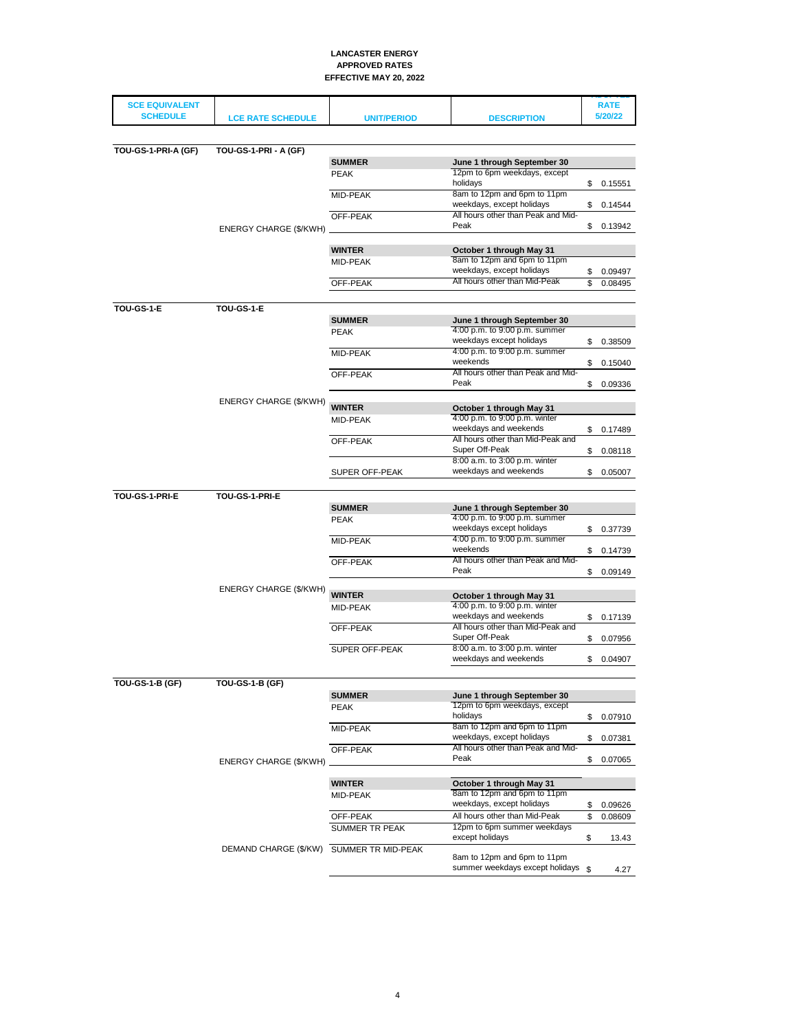**LANCASTER ENERGY**
**APPROVED RATES**
**EFFECTIVE MAY 20, 2022**

| SCE EQUIVALENT SCHEDULE | LCE RATE SCHEDULE | UNIT/PERIOD | DESCRIPTION | RATE 5/20/22 |
|---|---|---|---|---|
| **TOU-GS-1-PRI-A (GF)** | **TOU-GS-1-PRI - A (GF)** | | | |
| | | **SUMMER** | **June 1 through September 30** | |
| | | PEAK | 12pm to 6pm weekdays, except holidays | $ 0.15551 |
| | | MID-PEAK | 8am to 12pm and 6pm to 11pm weekdays, except holidays | $ 0.14544 |
| | ENERGY CHARGE ($/KWH) | OFF-PEAK | All hours other than Peak and Mid-Peak | $ 0.13942 |
| | | **WINTER** | **October 1 through May 31** | |
| | | MID-PEAK | 8am to 12pm and 6pm to 11pm weekdays, except holidays | $ 0.09497 |
| | | OFF-PEAK | All hours other than Mid-Peak | $ 0.08495 |
| **TOU-GS-1-E** | **TOU-GS-1-E** | | | |
| | | **SUMMER** | **June 1 through September 30** | |
| | | PEAK | 4:00 p.m. to 9:00 p.m. summer weekdays except holidays | $ 0.38509 |
| | | MID-PEAK | 4:00 p.m. to 9:00 p.m. summer weekends | $ 0.15040 |
| | | OFF-PEAK | All hours other than Peak and Mid-Peak | $ 0.09336 |
| | ENERGY CHARGE ($/KWH) | **WINTER** | **October 1 through May 31** | |
| | | MID-PEAK | 4:00 p.m. to 9:00 p.m. winter weekdays and weekends | $ 0.17489 |
| | | OFF-PEAK | All hours other than Mid-Peak and Super Off-Peak | $ 0.08118 |
| | | SUPER OFF-PEAK | 8:00 a.m. to 3:00 p.m. winter weekdays and weekends | $ 0.05007 |
| **TOU-GS-1-PRI-E** | **TOU-GS-1-PRI-E** | | | |
| | | **SUMMER** | **June 1 through September 30** | |
| | | PEAK | 4:00 p.m. to 9:00 p.m. summer weekdays except holidays | $ 0.37739 |
| | | MID-PEAK | 4:00 p.m. to 9:00 p.m. summer weekends | $ 0.14739 |
| | | OFF-PEAK | All hours other than Peak and Mid-Peak | $ 0.09149 |
| | ENERGY CHARGE ($/KWH) | **WINTER** | **October 1 through May 31** | |
| | | MID-PEAK | 4:00 p.m. to 9:00 p.m. winter weekdays and weekends | $ 0.17139 |
| | | OFF-PEAK | All hours other than Mid-Peak and Super Off-Peak | $ 0.07956 |
| | | SUPER OFF-PEAK | 8:00 a.m. to 3:00 p.m. winter weekdays and weekends | $ 0.04907 |
| **TOU-GS-1-B (GF)** | **TOU-GS-1-B (GF)** | | | |
| | | **SUMMER** | **June 1 through September 30** | |
| | | PEAK | 12pm to 6pm weekdays, except holidays | $ 0.07910 |
| | | MID-PEAK | 8am to 12pm and 6pm to 11pm weekdays, except holidays | $ 0.07381 |
| | ENERGY CHARGE ($/KWH) | OFF-PEAK | All hours other than Peak and Mid-Peak | $ 0.07065 |
| | | **WINTER** | **October 1 through May 31** | |
| | | MID-PEAK | 8am to 12pm and 6pm to 11pm weekdays, except holidays | $ 0.09626 |
| | | OFF-PEAK | All hours other than Mid-Peak | $ 0.08609 |
| | | SUMMER TR PEAK | 12pm to 6pm summer weekdays except holidays | $ 13.43 |
| | DEMAND CHARGE ($/KW) | SUMMER TR MID-PEAK | 8am to 12pm and 6pm to 11pm summer weekdays except holidays | $ 4.27 |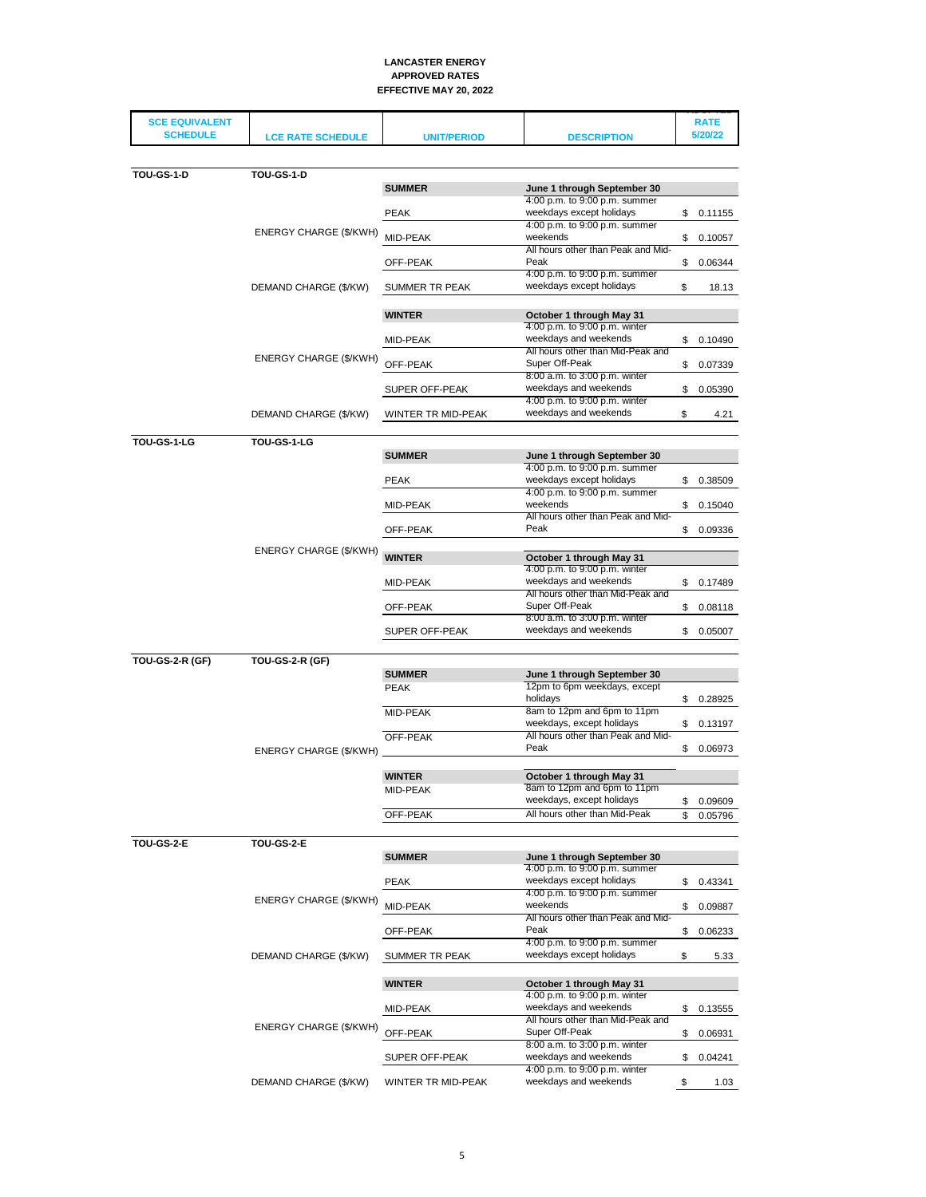# LANCASTER ENERGY
## APPROVED RATES
## EFFECTIVE MAY 20, 2022

| SCE EQUIVALENT SCHEDULE | LCE RATE SCHEDULE | UNIT/PERIOD | DESCRIPTION | RATE 5/20/22 |
|---|---|---|---|---|
| **TOU-GS-1-D** | **TOU-GS-1-D** | | | |
| | | **SUMMER** | **June 1 through September 30** | |
| | ENERGY CHARGE ($/KWH) | PEAK | 4:00 p.m. to 9:00 p.m. summer weekdays except holidays | $ 0.11155 |
| | | MID-PEAK | 4:00 p.m. to 9:00 p.m. summer weekends | $ 0.10057 |
| | | OFF-PEAK | All hours other than Peak and Mid-Peak | $ 0.06344 |
| | DEMAND CHARGE ($/KW) | SUMMER TR PEAK | 4:00 p.m. to 9:00 p.m. summer weekdays except holidays | $ 18.13 |
| | | **WINTER** | **October 1 through May 31** | |
| | ENERGY CHARGE ($/KWH) | MID-PEAK | 4:00 p.m. to 9:00 p.m. winter weekdays and weekends | $ 0.10490 |
| | | OFF-PEAK | All hours other than Mid-Peak and Super Off-Peak | $ 0.07339 |
| | | SUPER OFF-PEAK | 8:00 a.m. to 3:00 p.m. winter weekdays and weekends | $ 0.05390 |
| | DEMAND CHARGE ($/KW) | WINTER TR MID-PEAK | 4:00 p.m. to 9:00 p.m. winter weekdays and weekends | $ 4.21 |
| **TOU-GS-1-LG** | **TOU-GS-1-LG** | | | |
| | | **SUMMER** | **June 1 through September 30** | |
| | ENERGY CHARGE ($/KWH) | PEAK | 4:00 p.m. to 9:00 p.m. summer weekdays except holidays | $ 0.38509 |
| | | MID-PEAK | 4:00 p.m. to 9:00 p.m. summer weekends | $ 0.15040 |
| | | OFF-PEAK | All hours other than Peak and Mid-Peak | $ 0.09336 |
| | | **WINTER** | **October 1 through May 31** | |
| | | MID-PEAK | 4:00 p.m. to 9:00 p.m. winter weekdays and weekends | $ 0.17489 |
| | | OFF-PEAK | All hours other than Mid-Peak and Super Off-Peak | $ 0.08118 |
| | | SUPER OFF-PEAK | 8:00 a.m. to 3:00 p.m. winter weekdays and weekends | $ 0.05007 |
| **TOU-GS-2-R (GF)** | **TOU-GS-2-R (GF)** | | | |
| | | **SUMMER** | **June 1 through September 30** | |
| | ENERGY CHARGE ($/KWH) | PEAK | 12pm to 6pm weekdays, except holidays | $ 0.28925 |
| | | MID-PEAK | 8am to 12pm and 6pm to 11pm weekdays, except holidays | $ 0.13197 |
| | | OFF-PEAK | All hours other than Peak and Mid-Peak | $ 0.06973 |
| | | **WINTER** | **October 1 through May 31** | |
| | | MID-PEAK | 8am to 12pm and 6pm to 11pm weekdays, except holidays | $ 0.09609 |
| | | OFF-PEAK | All hours other than Mid-Peak | $ 0.05796 |
| **TOU-GS-2-E** | **TOU-GS-2-E** | | | |
| | | **SUMMER** | **June 1 through September 30** | |
| | ENERGY CHARGE ($/KWH) | PEAK | 4:00 p.m. to 9:00 p.m. summer weekdays except holidays | $ 0.43341 |
| | | MID-PEAK | 4:00 p.m. to 9:00 p.m. summer weekends | $ 0.09887 |
| | | OFF-PEAK | All hours other than Peak and Mid-Peak | $ 0.06233 |
| | DEMAND CHARGE ($/KW) | SUMMER TR PEAK | 4:00 p.m. to 9:00 p.m. summer weekdays except holidays | $ 5.33 |
| | | **WINTER** | **October 1 through May 31** | |
| | ENERGY CHARGE ($/KWH) | MID-PEAK | 4:00 p.m. to 9:00 p.m. winter weekdays and weekends | $ 0.13555 |
| | | OFF-PEAK | All hours other than Mid-Peak and Super Off-Peak | $ 0.06931 |
| | | SUPER OFF-PEAK | 8:00 a.m. to 3:00 p.m. winter weekdays and weekends | $ 0.04241 |
| | DEMAND CHARGE ($/KW) | WINTER TR MID-PEAK | 4:00 p.m. to 9:00 p.m. winter weekdays and weekends | $ 1.03 |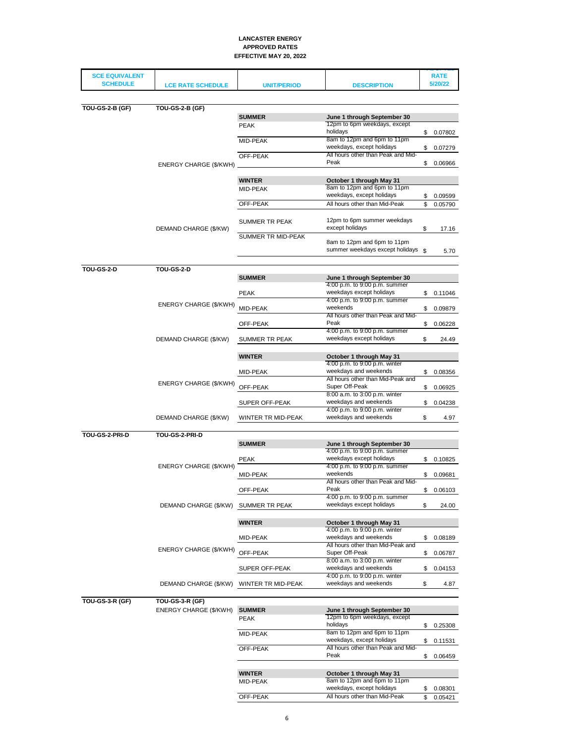**LANCASTER ENERGY**
**APPROVED RATES**
**EFFECTIVE MAY 20, 2022**

| SCE EQUIVALENT SCHEDULE | LCE RATE SCHEDULE | UNIT/PERIOD | DESCRIPTION | RATE 5/20/22 |
|---|---|---|---|---|
| **TOU-GS-2-B (GF)** | **TOU-GS-2-B (GF)** | | | |
| | | **SUMMER** | **June 1 through September 30** | |
| | | PEAK | 12pm to 6pm weekdays, except holidays | $ 0.07802 |
| | | MID-PEAK | 8am to 12pm and 6pm to 11pm weekdays, except holidays | $ 0.07279 |
| | ENERGY CHARGE ($/KWH) | OFF-PEAK | All hours other than Peak and Mid-Peak | $ 0.06966 |
| | | **WINTER** | **October 1 through May 31** | |
| | | MID-PEAK | 8am to 12pm and 6pm to 11pm weekdays, except holidays | $ 0.09599 |
| | | OFF-PEAK | All hours other than Mid-Peak | $ 0.05790 |
| | DEMAND CHARGE ($/KW) | SUMMER TR PEAK | 12pm to 6pm summer weekdays except holidays | $ 17.16 |
| | | SUMMER TR MID-PEAK | 8am to 12pm and 6pm to 11pm summer weekdays except holidays | $ 5.70 |
| **TOU-GS-2-D** | **TOU-GS-2-D** | | | |
| | | **SUMMER** | **June 1 through September 30** | |
| | | PEAK | 4:00 p.m. to 9:00 p.m. summer weekdays except holidays | $ 0.11046 |
| | ENERGY CHARGE ($/KWH) | MID-PEAK | 4:00 p.m. to 9:00 p.m. summer weekends | $ 0.09879 |
| | | OFF-PEAK | All hours other than Peak and Mid-Peak | $ 0.06228 |
| | DEMAND CHARGE ($/KW) | SUMMER TR PEAK | 4:00 p.m. to 9:00 p.m. summer weekdays except holidays | $ 24.49 |
| | | **WINTER** | **October 1 through May 31** | |
| | | MID-PEAK | 4:00 p.m. to 9:00 p.m. winter weekdays and weekends | $ 0.08356 |
| | ENERGY CHARGE ($/KWH) | OFF-PEAK | All hours other than Mid-Peak and Super Off-Peak | $ 0.06925 |
| | | SUPER OFF-PEAK | 8:00 a.m. to 3:00 p.m. winter weekdays and weekends | $ 0.04238 |
| | DEMAND CHARGE ($/KW) | WINTER TR MID-PEAK | 4:00 p.m. to 9:00 p.m. winter weekdays and weekends | $ 4.97 |
| **TOU-GS-2-PRI-D** | **TOU-GS-2-PRI-D** | | | |
| | | **SUMMER** | **June 1 through September 30** | |
| | | PEAK | 4:00 p.m. to 9:00 p.m. summer weekdays except holidays | $ 0.10825 |
| | ENERGY CHARGE ($/KWH) | MID-PEAK | 4:00 p.m. to 9:00 p.m. summer weekends | $ 0.09681 |
| | | OFF-PEAK | All hours other than Peak and Mid-Peak | $ 0.06103 |
| | DEMAND CHARGE ($/KW) | SUMMER TR PEAK | 4:00 p.m. to 9:00 p.m. summer weekdays except holidays | $ 24.00 |
| | | **WINTER** | **October 1 through May 31** | |
| | | MID-PEAK | 4:00 p.m. to 9:00 p.m. winter weekdays and weekends | $ 0.08189 |
| | ENERGY CHARGE ($/KWH) | OFF-PEAK | All hours other than Mid-Peak and Super Off-Peak | $ 0.06787 |
| | | SUPER OFF-PEAK | 8:00 a.m. to 3:00 p.m. winter weekdays and weekends | $ 0.04153 |
| | DEMAND CHARGE ($/KW) | WINTER TR MID-PEAK | 4:00 p.m. to 9:00 p.m. winter weekdays and weekends | $ 4.87 |
| **TOU-GS-3-R (GF)** | **TOU-GS-3-R (GF)** | | | |
| | ENERGY CHARGE ($/KWH) | **SUMMER** | **June 1 through September 30** | |
| | | PEAK | 12pm to 6pm weekdays, except holidays | $ 0.25308 |
| | | MID-PEAK | 8am to 12pm and 6pm to 11pm weekdays, except holidays | $ 0.11531 |
| | | OFF-PEAK | All hours other than Peak and Mid-Peak | $ 0.06459 |
| | | **WINTER** | **October 1 through May 31** | |
| | | MID-PEAK | 8am to 12pm and 6pm to 11pm weekdays, except holidays | $ 0.08301 |
| | | OFF-PEAK | All hours other than Mid-Peak | $ 0.05421 |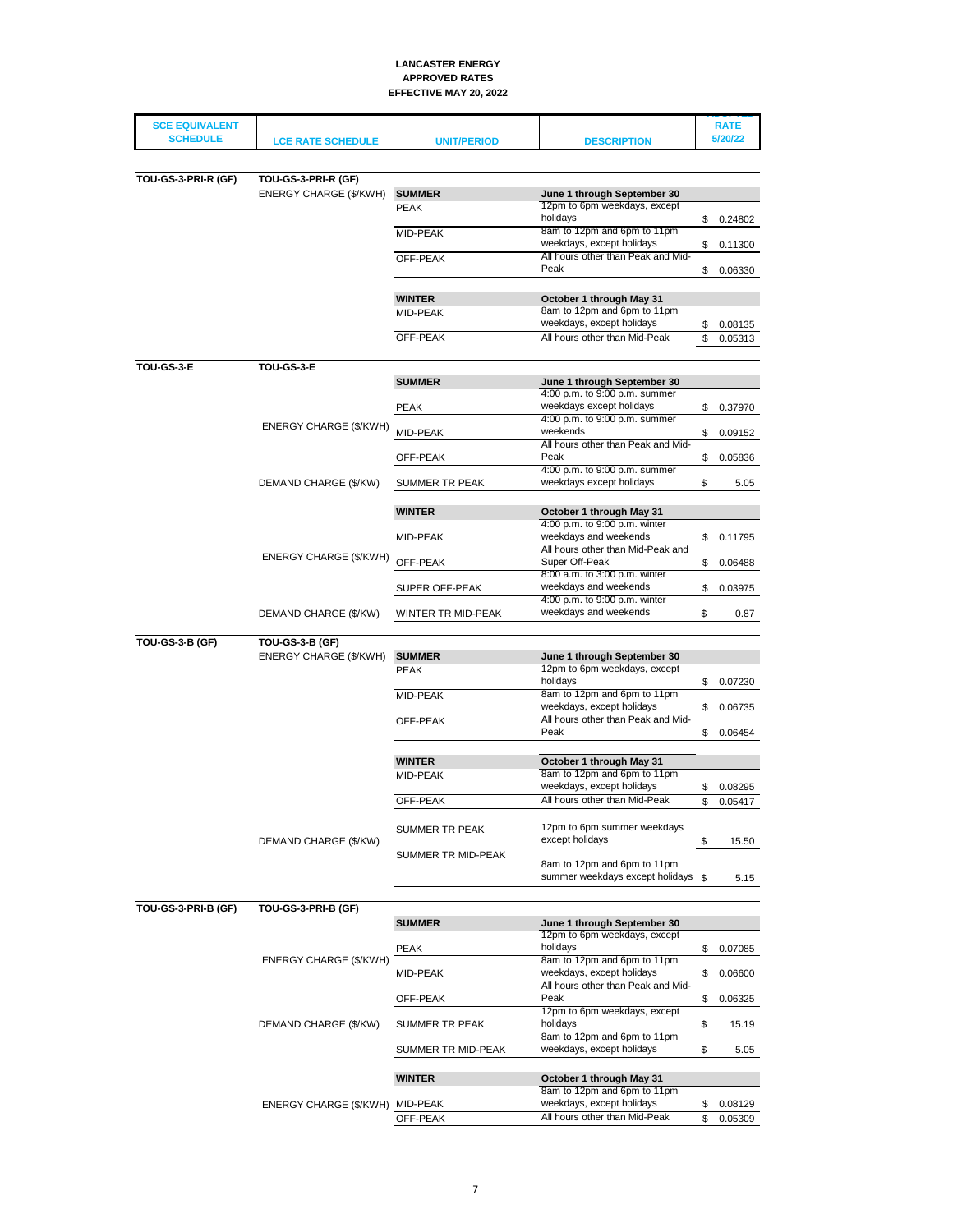**LANCASTER ENERGY**
**APPROVED RATES**
**EFFECTIVE MAY 20, 2022**

| SCE EQUIVALENT SCHEDULE | LCE RATE SCHEDULE | UNIT/PERIOD | DESCRIPTION | RATE 5/20/22 |
|---|---|---|---|---|
| **TOU-GS-3-PRI-R (GF)** | **TOU-GS-3-PRI-R (GF)** | | | |
| | ENERGY CHARGE ($/KWH) | **SUMMER** | **June 1 through September 30** | |
| | | PEAK | 12pm to 6pm weekdays, except holidays | $ 0.24802 |
| | | MID-PEAK | 8am to 12pm and 6pm to 11pm weekdays, except holidays | $ 0.11300 |
| | | OFF-PEAK | All hours other than Peak and Mid-Peak | $ 0.06330 |
| | | **WINTER** | **October 1 through May 31** | |
| | | MID-PEAK | 8am to 12pm and 6pm to 11pm weekdays, except holidays | $ 0.08135 |
| | | OFF-PEAK | All hours other than Mid-Peak | $ 0.05313 |
| **TOU-GS-3-E** | **TOU-GS-3-E** | | | |
| | | **SUMMER** | **June 1 through September 30** | |
| | ENERGY CHARGE ($/KWH) | PEAK | 4:00 p.m. to 9:00 p.m. summer weekdays except holidays | $ 0.37970 |
| | | MID-PEAK | 4:00 p.m. to 9:00 p.m. summer weekends | $ 0.09152 |
| | | OFF-PEAK | All hours other than Peak and Mid-Peak | $ 0.05836 |
| | DEMAND CHARGE ($/KW) | SUMMER TR PEAK | 4:00 p.m. to 9:00 p.m. summer weekdays except holidays | $ 5.05 |
| | | **WINTER** | **October 1 through May 31** | |
| | ENERGY CHARGE ($/KWH) | MID-PEAK | 4:00 p.m. to 9:00 p.m. winter weekdays and weekends | $ 0.11795 |
| | | OFF-PEAK | All hours other than Mid-Peak and Super Off-Peak | $ 0.06488 |
| | | SUPER OFF-PEAK | 8:00 a.m. to 3:00 p.m. winter weekdays and weekends | $ 0.03975 |
| | DEMAND CHARGE ($/KW) | WINTER TR MID-PEAK | 4:00 p.m. to 9:00 p.m. winter weekdays and weekends | $ 0.87 |
| **TOU-GS-3-B (GF)** | **TOU-GS-3-B (GF)** | | | |
| | ENERGY CHARGE ($/KWH) | **SUMMER** | **June 1 through September 30** | |
| | | PEAK | 12pm to 6pm weekdays, except holidays | $ 0.07230 |
| | | MID-PEAK | 8am to 12pm and 6pm to 11pm weekdays, except holidays | $ 0.06735 |
| | | OFF-PEAK | All hours other than Peak and Mid-Peak | $ 0.06454 |
| | | **WINTER** | **October 1 through May 31** | |
| | | MID-PEAK | 8am to 12pm and 6pm to 11pm weekdays, except holidays | $ 0.08295 |
| | | OFF-PEAK | All hours other than Mid-Peak | $ 0.05417 |
| | DEMAND CHARGE ($/KW) | SUMMER TR PEAK | 12pm to 6pm summer weekdays except holidays | $ 15.50 |
| | | SUMMER TR MID-PEAK | 8am to 12pm and 6pm to 11pm summer weekdays except holidays | $ 5.15 |
| **TOU-GS-3-PRI-B (GF)** | **TOU-GS-3-PRI-B (GF)** | | | |
| | | **SUMMER** | **June 1 through September 30** | |
| | ENERGY CHARGE ($/KWH) | PEAK | 12pm to 6pm weekdays, except holidays | $ 0.07085 |
| | | MID-PEAK | 8am to 12pm and 6pm to 11pm weekdays, except holidays | $ 0.06600 |
| | | OFF-PEAK | All hours other than Peak and Mid-Peak | $ 0.06325 |
| | DEMAND CHARGE ($/KW) | SUMMER TR PEAK | 12pm to 6pm weekdays, except holidays | $ 15.19 |
| | | SUMMER TR MID-PEAK | 8am to 12pm and 6pm to 11pm weekdays, except holidays | $ 5.05 |
| | | **WINTER** | **October 1 through May 31** | |
| | ENERGY CHARGE ($/KWH) | MID-PEAK | 8am to 12pm and 6pm to 11pm weekdays, except holidays | $ 0.08129 |
| | | OFF-PEAK | All hours other than Mid-Peak | $ 0.05309 |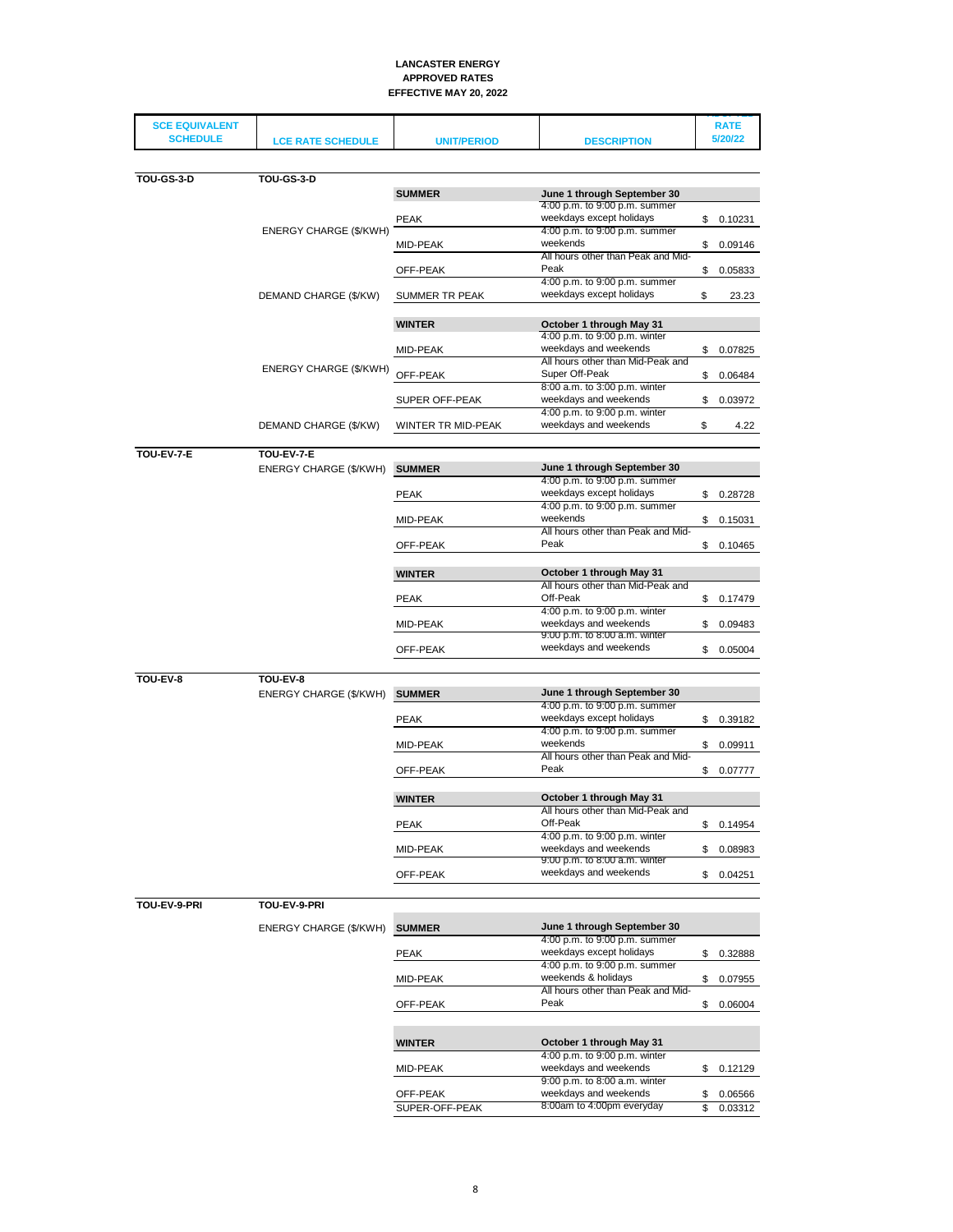**LANCASTER ENERGY**
**APPROVED RATES**
**EFFECTIVE MAY 20, 2022**

| SCE EQUIVALENT SCHEDULE | LCE RATE SCHEDULE | UNIT/PERIOD | DESCRIPTION | RATE 5/20/22 |
|---|---|---|---|---|
| **TOU-GS-3-D** | **TOU-GS-3-D** | | | |
| | | **SUMMER** | **June 1 through September 30** | |
| | ENERGY CHARGE ($/KWH) | PEAK | 4:00 p.m. to 9:00 p.m. summer weekdays except holidays | $ 0.10231 |
| | | MID-PEAK | 4:00 p.m. to 9:00 p.m. summer weekends | $ 0.09146 |
| | | OFF-PEAK | All hours other than Peak and Mid-Peak | $ 0.05833 |
| | DEMAND CHARGE ($/KW) | SUMMER TR PEAK | 4:00 p.m. to 9:00 p.m. summer weekdays except holidays | $ 23.23 |
| | | **WINTER** | **October 1 through May 31** | |
| | ENERGY CHARGE ($/KWH) | MID-PEAK | 4:00 p.m. to 9:00 p.m. winter weekdays and weekends | $ 0.07825 |
| | | OFF-PEAK | All hours other than Mid-Peak and Super Off-Peak | $ 0.06484 |
| | | SUPER OFF-PEAK | 8:00 a.m. to 3:00 p.m. winter weekdays and weekends | $ 0.03972 |
| | DEMAND CHARGE ($/KW) | WINTER TR MID-PEAK | 4:00 p.m. to 9:00 p.m. winter weekdays and weekends | $ 4.22 |
| **TOU-EV-7-E** | **TOU-EV-7-E** | | | |
| | ENERGY CHARGE ($/KWH) | **SUMMER** | **June 1 through September 30** | |
| | | PEAK | 4:00 p.m. to 9:00 p.m. summer weekdays except holidays | $ 0.28728 |
| | | MID-PEAK | 4:00 p.m. to 9:00 p.m. summer weekends | $ 0.15031 |
| | | OFF-PEAK | All hours other than Peak and Mid-Peak | $ 0.10465 |
| | | **WINTER** | **October 1 through May 31** | |
| | | PEAK | All hours other than Mid-Peak and Off-Peak | $ 0.17479 |
| | | MID-PEAK | 4:00 p.m. to 9:00 p.m. winter weekdays and weekends | $ 0.09483 |
| | | OFF-PEAK | 9:00 p.m. to 8:00 a.m. winter weekdays and weekends | $ 0.05004 |
| **TOU-EV-8** | **TOU-EV-8** | | | |
| | ENERGY CHARGE ($/KWH) | **SUMMER** | **June 1 through September 30** | |
| | | PEAK | 4:00 p.m. to 9:00 p.m. summer weekdays except holidays | $ 0.39182 |
| | | MID-PEAK | 4:00 p.m. to 9:00 p.m. summer weekends | $ 0.09911 |
| | | OFF-PEAK | All hours other than Peak and Mid-Peak | $ 0.07777 |
| | | **WINTER** | **October 1 through May 31** | |
| | | PEAK | All hours other than Mid-Peak and Off-Peak | $ 0.14954 |
| | | MID-PEAK | 4:00 p.m. to 9:00 p.m. winter weekdays and weekends | $ 0.08983 |
| | | OFF-PEAK | 9:00 p.m. to 8:00 a.m. winter weekdays and weekends | $ 0.04251 |
| **TOU-EV-9-PRI** | **TOU-EV-9-PRI** | | | |
| | ENERGY CHARGE ($/KWH) | **SUMMER** | **June 1 through September 30** | |
| | | PEAK | 4:00 p.m. to 9:00 p.m. summer weekdays except holidays | $ 0.32888 |
| | | MID-PEAK | 4:00 p.m. to 9:00 p.m. summer weekends & holidays | $ 0.07955 |
| | | OFF-PEAK | All hours other than Peak and Mid-Peak | $ 0.06004 |
| | | **WINTER** | **October 1 through May 31** | |
| | | MID-PEAK | 4:00 p.m. to 9:00 p.m. winter weekdays and weekends | $ 0.12129 |
| | | OFF-PEAK | 9:00 p.m. to 8:00 a.m. winter weekdays and weekends | $ 0.06566 |
| | | SUPER-OFF-PEAK | 8:00am to 4:00pm everyday | $ 0.03312 |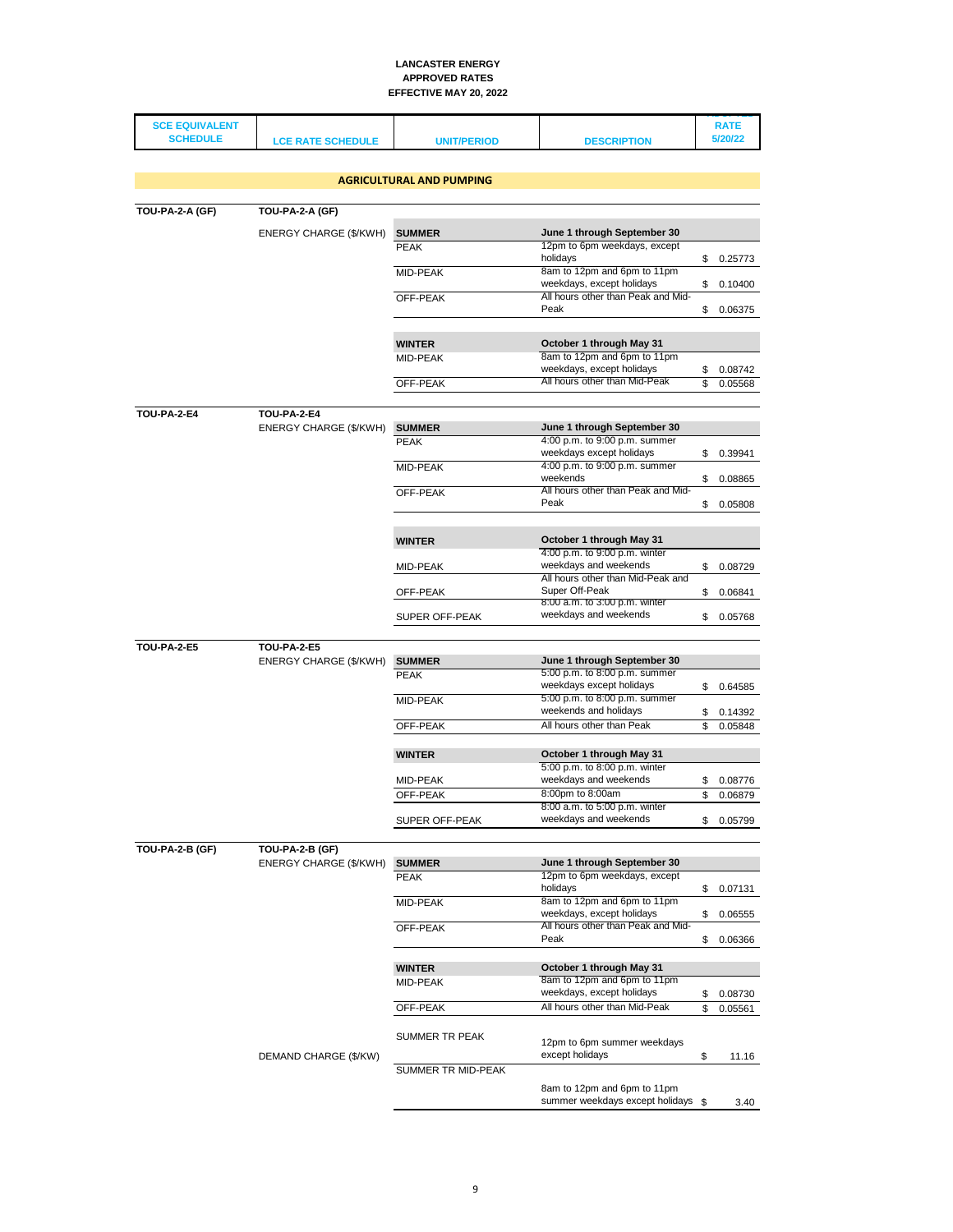**LANCASTER ENERGY**
**APPROVED RATES**
**EFFECTIVE MAY 20, 2022**

| SCE EQUIVALENT SCHEDULE | LCE RATE SCHEDULE | UNIT/PERIOD | DESCRIPTION | RATE 5/20/22 |
|---|---|---|---|---|
| | | **AGRICULTURAL AND PUMPING** | | |
| **TOU-PA-2-A (GF)** | **TOU-PA-2-A (GF)** | | | |
| | ENERGY CHARGE ($/KWH) | **SUMMER** | **June 1 through September 30** | |
| | | PEAK | 12pm to 6pm weekdays, except holidays | $ 0.25773 |
| | | MID-PEAK | 8am to 12pm and 6pm to 11pm weekdays, except holidays | $ 0.10400 |
| | | OFF-PEAK | All hours other than Peak and Mid-Peak | $ 0.06375 |
| | | **WINTER** | **October 1 through May 31** | |
| | | MID-PEAK | 8am to 12pm and 6pm to 11pm weekdays, except holidays | $ 0.08742 |
| | | OFF-PEAK | All hours other than Mid-Peak | $ 0.05568 |
| **TOU-PA-2-E4** | **TOU-PA-2-E4** | | | |
| | ENERGY CHARGE ($/KWH) | **SUMMER** | **June 1 through September 30** | |
| | | PEAK | 4:00 p.m. to 9:00 p.m. summer weekdays except holidays | $ 0.39941 |
| | | MID-PEAK | 4:00 p.m. to 9:00 p.m. summer weekends | $ 0.08865 |
| | | OFF-PEAK | All hours other than Peak and Mid-Peak | $ 0.05808 |
| | | **WINTER** | **October 1 through May 31** | |
| | | MID-PEAK | 4:00 p.m. to 9:00 p.m. winter weekdays and weekends | $ 0.08729 |
| | | OFF-PEAK | All hours other than Mid-Peak and Super Off-Peak | $ 0.06841 |
| | | SUPER OFF-PEAK | 8:00 a.m. to 3:00 p.m. winter weekdays and weekends | $ 0.05768 |
| **TOU-PA-2-E5** | **TOU-PA-2-E5** | | | |
| | ENERGY CHARGE ($/KWH) | **SUMMER** | **June 1 through September 30** | |
| | | PEAK | 5:00 p.m. to 8:00 p.m. summer weekdays except holidays | $ 0.64585 |
| | | MID-PEAK | 5:00 p.m. to 8:00 p.m. summer weekends and holidays | $ 0.14392 |
| | | OFF-PEAK | All hours other than Peak | $ 0.05848 |
| | | **WINTER** | **October 1 through May 31** | |
| | | MID-PEAK | 5:00 p.m. to 8:00 p.m. winter weekdays and weekends | $ 0.08776 |
| | | OFF-PEAK | 8:00pm to 8:00am | $ 0.06879 |
| | | SUPER OFF-PEAK | 8:00 a.m. to 5:00 p.m. winter weekdays and weekends | $ 0.05799 |
| **TOU-PA-2-B (GF)** | **TOU-PA-2-B (GF)** | | | |
| | ENERGY CHARGE ($/KWH) | **SUMMER** | **June 1 through September 30** | |
| | | PEAK | 12pm to 6pm weekdays, except holidays | $ 0.07131 |
| | | MID-PEAK | 8am to 12pm and 6pm to 11pm weekdays, except holidays | $ 0.06555 |
| | | OFF-PEAK | All hours other than Peak and Mid-Peak | $ 0.06366 |
| | | **WINTER** | **October 1 through May 31** | |
| | | MID-PEAK | 8am to 12pm and 6pm to 11pm weekdays, except holidays | $ 0.08730 |
| | | OFF-PEAK | All hours other than Mid-Peak | $ 0.05561 |
| | DEMAND CHARGE ($/KW) | SUMMER TR PEAK | 12pm to 6pm summer weekdays except holidays | $ 11.16 |
| | | SUMMER TR MID-PEAK | 8am to 12pm and 6pm to 11pm summer weekdays except holidays | $ 3.40 |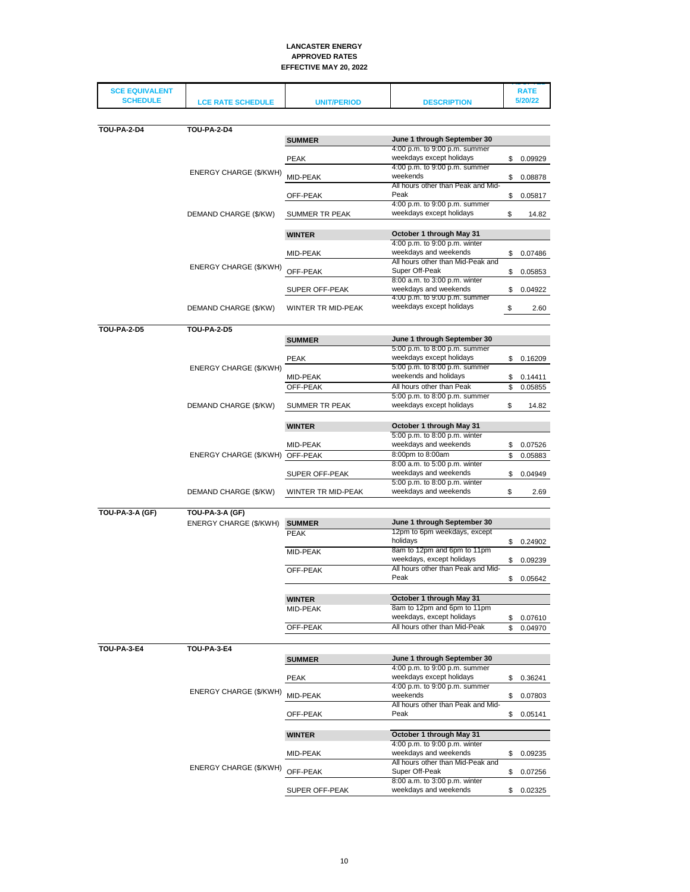**LANCASTER ENERGY**
**APPROVED RATES**
**EFFECTIVE MAY 20, 2022**

| SCE EQUIVALENT SCHEDULE | LCE RATE SCHEDULE | UNIT/PERIOD | DESCRIPTION | RATE 5/20/22 |
|---|---|---|---|---|
| **TOU-PA-2-D4** | **TOU-PA-2-D4** | | | |
| | | **SUMMER** | **June 1 through September 30** | |
| | ENERGY CHARGE ($/KWH) | PEAK | 4:00 p.m. to 9:00 p.m. summer weekdays except holidays | $ 0.09929 |
| | | MID-PEAK | 4:00 p.m. to 9:00 p.m. summer weekends | $ 0.08878 |
| | | OFF-PEAK | All hours other than Peak and Mid-Peak | $ 0.05817 |
| | DEMAND CHARGE ($/KW) | SUMMER TR PEAK | 4:00 p.m. to 9:00 p.m. summer weekdays except holidays | $ 14.82 |
| | | **WINTER** | **October 1 through May 31** | |
| | ENERGY CHARGE ($/KWH) | MID-PEAK | 4:00 p.m. to 9:00 p.m. winter weekdays and weekends | $ 0.07486 |
| | | OFF-PEAK | All hours other than Mid-Peak and Super Off-Peak | $ 0.05853 |
| | | SUPER OFF-PEAK | 8:00 a.m. to 3:00 p.m. winter weekdays and weekends | $ 0.04922 |
| | DEMAND CHARGE ($/KW) | WINTER TR MID-PEAK | 4:00 p.m. to 9:00 p.m. summer weekdays except holidays | $ 2.60 |
| **TOU-PA-2-D5** | **TOU-PA-2-D5** | | | |
| | | **SUMMER** | **June 1 through September 30** | |
| | ENERGY CHARGE ($/KWH) | PEAK | 5:00 p.m. to 8:00 p.m. summer weekdays except holidays | $ 0.16209 |
| | | MID-PEAK | 5:00 p.m. to 8:00 p.m. summer weekends and holidays | $ 0.14411 |
| | | OFF-PEAK | All hours other than Peak | $ 0.05855 |
| | DEMAND CHARGE ($/KW) | SUMMER TR PEAK | 5:00 p.m. to 8:00 p.m. summer weekdays except holidays | $ 14.82 |
| | | **WINTER** | **October 1 through May 31** | |
| | ENERGY CHARGE ($/KWH) | MID-PEAK | 5:00 p.m. to 8:00 p.m. winter weekdays and weekends | $ 0.07526 |
| | | OFF-PEAK | 8:00pm to 8:00am | $ 0.05883 |
| | | SUPER OFF-PEAK | 8:00 a.m. to 5:00 p.m. winter weekdays and weekends | $ 0.04949 |
| | DEMAND CHARGE ($/KW) | WINTER TR MID-PEAK | 5:00 p.m. to 8:00 p.m. winter weekdays and weekends | $ 2.69 |
| **TOU-PA-3-A (GF)** | **TOU-PA-3-A (GF)** | | | |
| | ENERGY CHARGE ($/KWH) | **SUMMER** | **June 1 through September 30** | |
| | | PEAK | 12pm to 6pm weekdays, except holidays | $ 0.24902 |
| | | MID-PEAK | 8am to 12pm and 6pm to 11pm weekdays, except holidays | $ 0.09239 |
| | | OFF-PEAK | All hours other than Peak and Mid-Peak | $ 0.05642 |
| | | **WINTER** | **October 1 through May 31** | |
| | | MID-PEAK | 8am to 12pm and 6pm to 11pm weekdays, except holidays | $ 0.07610 |
| | | OFF-PEAK | All hours other than Mid-Peak | $ 0.04970 |
| **TOU-PA-3-E4** | **TOU-PA-3-E4** | | | |
| | | **SUMMER** | **June 1 through September 30** | |
| | ENERGY CHARGE ($/KWH) | PEAK | 4:00 p.m. to 9:00 p.m. summer weekdays except holidays | $ 0.36241 |
| | | MID-PEAK | 4:00 p.m. to 9:00 p.m. summer weekends | $ 0.07803 |
| | | OFF-PEAK | All hours other than Peak and Mid-Peak | $ 0.05141 |
| | | **WINTER** | **October 1 through May 31** | |
| | ENERGY CHARGE ($/KWH) | MID-PEAK | 4:00 p.m. to 9:00 p.m. winter weekdays and weekends | $ 0.09235 |
| | | OFF-PEAK | All hours other than Mid-Peak and Super Off-Peak | $ 0.07256 |
| | | SUPER OFF-PEAK | 8:00 a.m. to 3:00 p.m. winter weekdays and weekends | $ 0.02325 |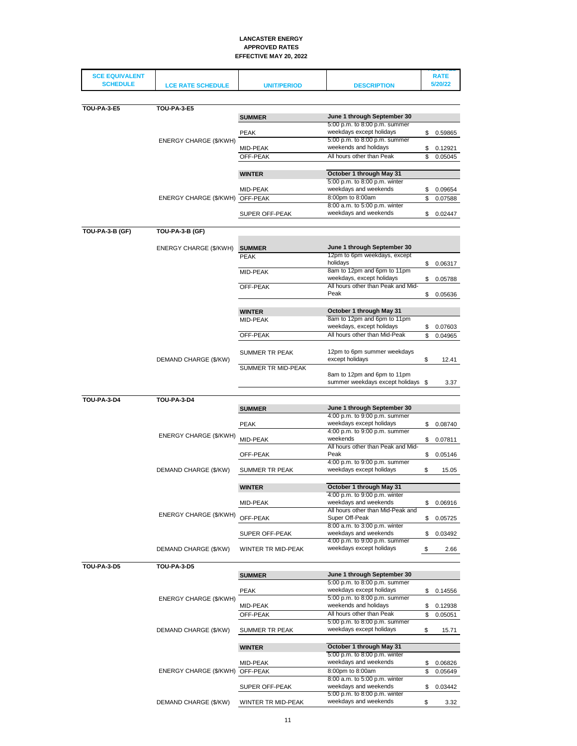**LANCASTER ENERGY**
**APPROVED RATES**
**EFFECTIVE MAY 20, 2022**

| SCE EQUIVALENT SCHEDULE | LCE RATE SCHEDULE | UNIT/PERIOD | DESCRIPTION | RATE 5/20/22 |
|---|---|---|---|---|
| **TOU-PA-3-E5** | **TOU-PA-3-E5** | | | |
| | | **SUMMER** | **June 1 through September 30** | |
| | ENERGY CHARGE ($/KWH) | PEAK | 5:00 p.m. to 8:00 p.m. summer weekdays except holidays | $ 0.59865 |
| | | MID-PEAK | 5:00 p.m. to 8:00 p.m. summer weekends and holidays | $ 0.12921 |
| | | OFF-PEAK | All hours other than Peak | $ 0.05045 |
| | | **WINTER** | **October 1 through May 31** | |
| | ENERGY CHARGE ($/KWH) | MID-PEAK | 5:00 p.m. to 8:00 p.m. winter weekdays and weekends | $ 0.09654 |
| | | OFF-PEAK | 8:00pm to 8:00am | $ 0.07588 |
| | | SUPER OFF-PEAK | 8:00 a.m. to 5:00 p.m. winter weekdays and weekends | $ 0.02447 |
| **TOU-PA-3-B (GF)** | **TOU-PA-3-B (GF)** | | | |
| | ENERGY CHARGE ($/KWH) | **SUMMER** | **June 1 through September 30** | |
| | | PEAK | 12pm to 6pm weekdays, except holidays | $ 0.06317 |
| | | MID-PEAK | 8am to 12pm and 6pm to 11pm weekdays, except holidays | $ 0.05788 |
| | | OFF-PEAK | All hours other than Peak and Mid-Peak | $ 0.05636 |
| | | **WINTER** | **October 1 through May 31** | |
| | | MID-PEAK | 8am to 12pm and 6pm to 11pm weekdays, except holidays | $ 0.07603 |
| | | OFF-PEAK | All hours other than Mid-Peak | $ 0.04965 |
| | DEMAND CHARGE ($/KW) | SUMMER TR PEAK | 12pm to 6pm summer weekdays except holidays | $ 12.41 |
| | | SUMMER TR MID-PEAK | 8am to 12pm and 6pm to 11pm summer weekdays except holidays | $ 3.37 |
| **TOU-PA-3-D4** | **TOU-PA-3-D4** | | | |
| | | **SUMMER** | **June 1 through September 30** | |
| | ENERGY CHARGE ($/KWH) | PEAK | 4:00 p.m. to 9:00 p.m. summer weekdays except holidays | $ 0.08740 |
| | | MID-PEAK | 4:00 p.m. to 9:00 p.m. summer weekends | $ 0.07811 |
| | | OFF-PEAK | All hours other than Peak and Mid-Peak | $ 0.05146 |
| | DEMAND CHARGE ($/KW) | SUMMER TR PEAK | 4:00 p.m. to 9:00 p.m. summer weekdays except holidays | $ 15.05 |
| | | **WINTER** | **October 1 through May 31** | |
| | ENERGY CHARGE ($/KWH) | MID-PEAK | 4:00 p.m. to 9:00 p.m. winter weekdays and weekends | $ 0.06916 |
| | | OFF-PEAK | All hours other than Mid-Peak and Super Off-Peak | $ 0.05725 |
| | | SUPER OFF-PEAK | 8:00 a.m. to 3:00 p.m. winter weekdays and weekends | $ 0.03492 |
| | DEMAND CHARGE ($/KW) | WINTER TR MID-PEAK | 4:00 p.m. to 9:00 p.m. summer weekdays except holidays | $ 2.66 |
| **TOU-PA-3-D5** | **TOU-PA-3-D5** | | | |
| | | **SUMMER** | **June 1 through September 30** | |
| | ENERGY CHARGE ($/KWH) | PEAK | 5:00 p.m. to 8:00 p.m. summer weekdays except holidays | $ 0.14556 |
| | | MID-PEAK | 5:00 p.m. to 8:00 p.m. summer weekends and holidays | $ 0.12938 |
| | | OFF-PEAK | All hours other than Peak | $ 0.05051 |
| | DEMAND CHARGE ($/KW) | SUMMER TR PEAK | 5:00 p.m. to 8:00 p.m. summer weekdays except holidays | $ 15.71 |
| | | **WINTER** | **October 1 through May 31** | |
| | ENERGY CHARGE ($/KWH) | MID-PEAK | 5:00 p.m. to 8:00 p.m. winter weekdays and weekends | $ 0.06826 |
| | | OFF-PEAK | 8:00pm to 8:00am | $ 0.05649 |
| | | SUPER OFF-PEAK | 8:00 a.m. to 5:00 p.m. winter weekdays and weekends | $ 0.03442 |
| | DEMAND CHARGE ($/KW) | WINTER TR MID-PEAK | 5:00 p.m. to 8:00 p.m. winter weekdays and weekends | $ 3.32 |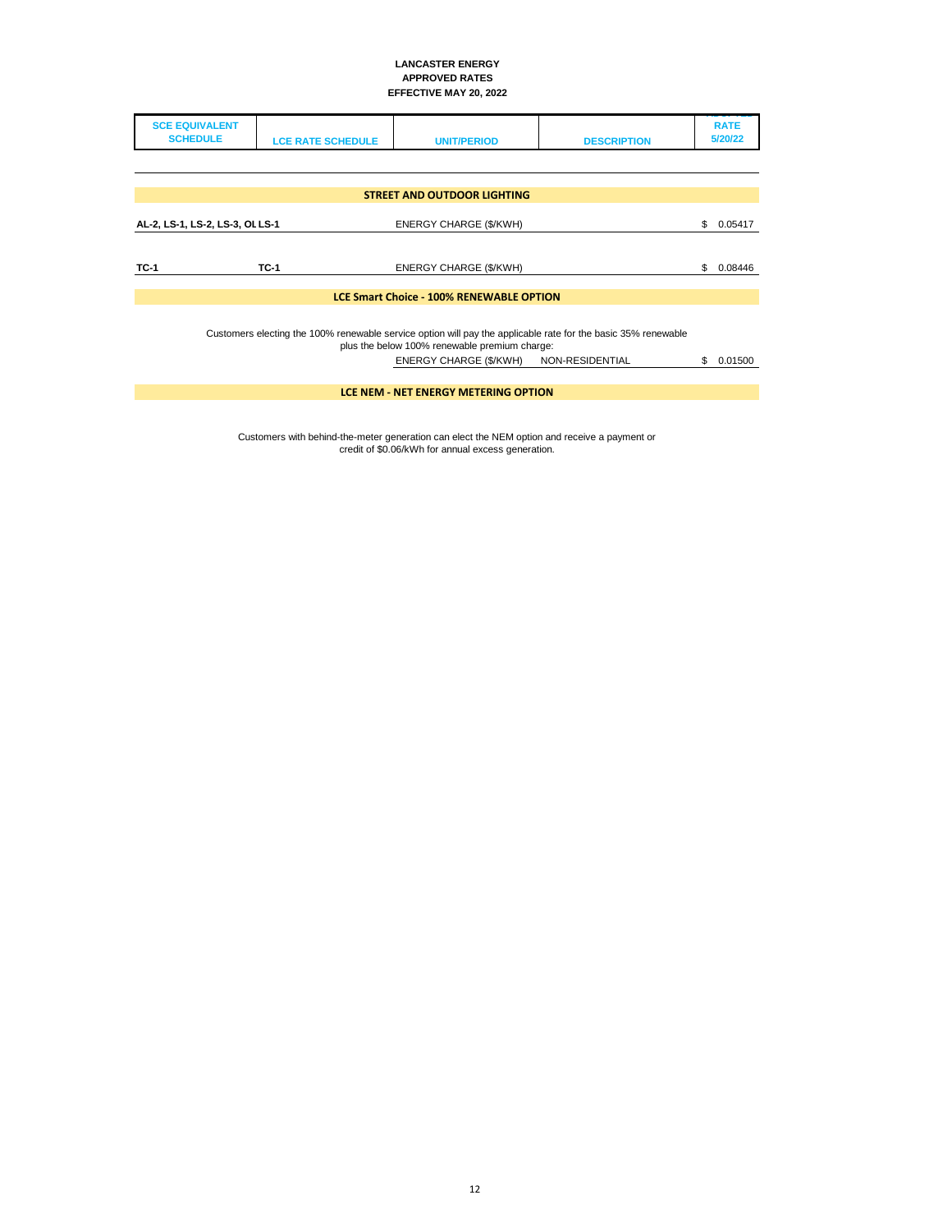**LANCASTER ENERGY**
**APPROVED RATES**
**EFFECTIVE MAY 20, 2022**

| SCE EQUIVALENT SCHEDULE | LCE RATE SCHEDULE | UNIT/PERIOD | DESCRIPTION | RATE 5/20/22 |
|---|---|---|---|---|
| **STREET AND OUTDOOR LIGHTING** | | | | |
| **AL-2, LS-1, LS-2, LS-3, OL LS-1** | | ENERGY CHARGE ($/KWH) | | $ 0.05417 |
| **TC-1** | **TC-1** | ENERGY CHARGE ($/KWH) | | $ 0.08446 |
| **LCE Smart Choice - 100% RENEWABLE OPTION** | | | | |
| | | ENERGY CHARGE ($/KWH) | NON-RESIDENTIAL | $ 0.01500 |

Customers electing the 100% renewable service option will pay the applicable rate for the basic 35% renewable plus the below 100% renewable premium charge:

**LCE NEM - NET ENERGY METERING OPTION**

Customers with behind-the-meter generation can elect the NEM option and receive a payment or credit of $0.06/kWh for annual excess generation.